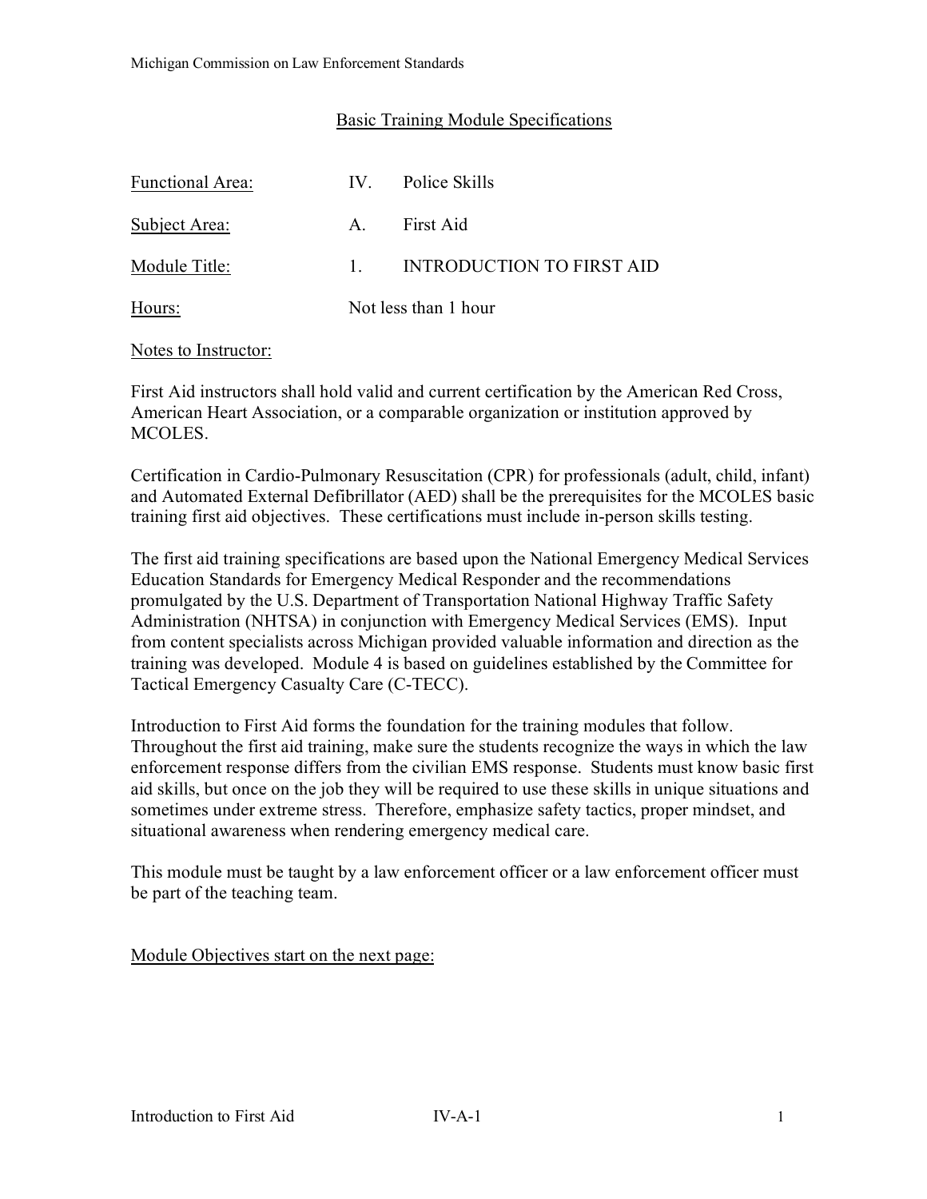## Basic Training Module Specifications

Functional Area: IV. Police Skills

Subject Area: A. First Aid

Module Title: 1. INTRODUCTION TO FIRST AID

Hours: Not less than 1 hour

Notes to Instructor:

First Aid instructors shall hold valid and current certification by the American Red Cross, American Heart Association, or a comparable organization or institution approved by MCOLES.

Certification in Cardio-Pulmonary Resuscitation (CPR) for professionals (adult, child, infant) and Automated External Defibrillator (AED) shall be the prerequisites for the MCOLES basic training first aid objectives. These certifications must include in-person skills testing.

The first aid training specifications are based upon the National Emergency Medical Services Education Standards for Emergency Medical Responder and the recommendations promulgated by the U.S. Department of Transportation National Highway Traffic Safety Administration (NHTSA) in conjunction with Emergency Medical Services (EMS). Input from content specialists across Michigan provided valuable information and direction as the training was developed. Module 4 is based on guidelines established by the Committee for Tactical Emergency Casualty Care (C-TECC).

Introduction to First Aid forms the foundation for the training modules that follow. Throughout the first aid training, make sure the students recognize the ways in which the law enforcement response differs from the civilian EMS response. Students must know basic first aid skills, but once on the job they will be required to use these skills in unique situations and sometimes under extreme stress. Therefore, emphasize safety tactics, proper mindset, and situational awareness when rendering emergency medical care.

This module must be taught by a law enforcement officer or a law enforcement officer must be part of the teaching team.

Module Objectives start on the next page: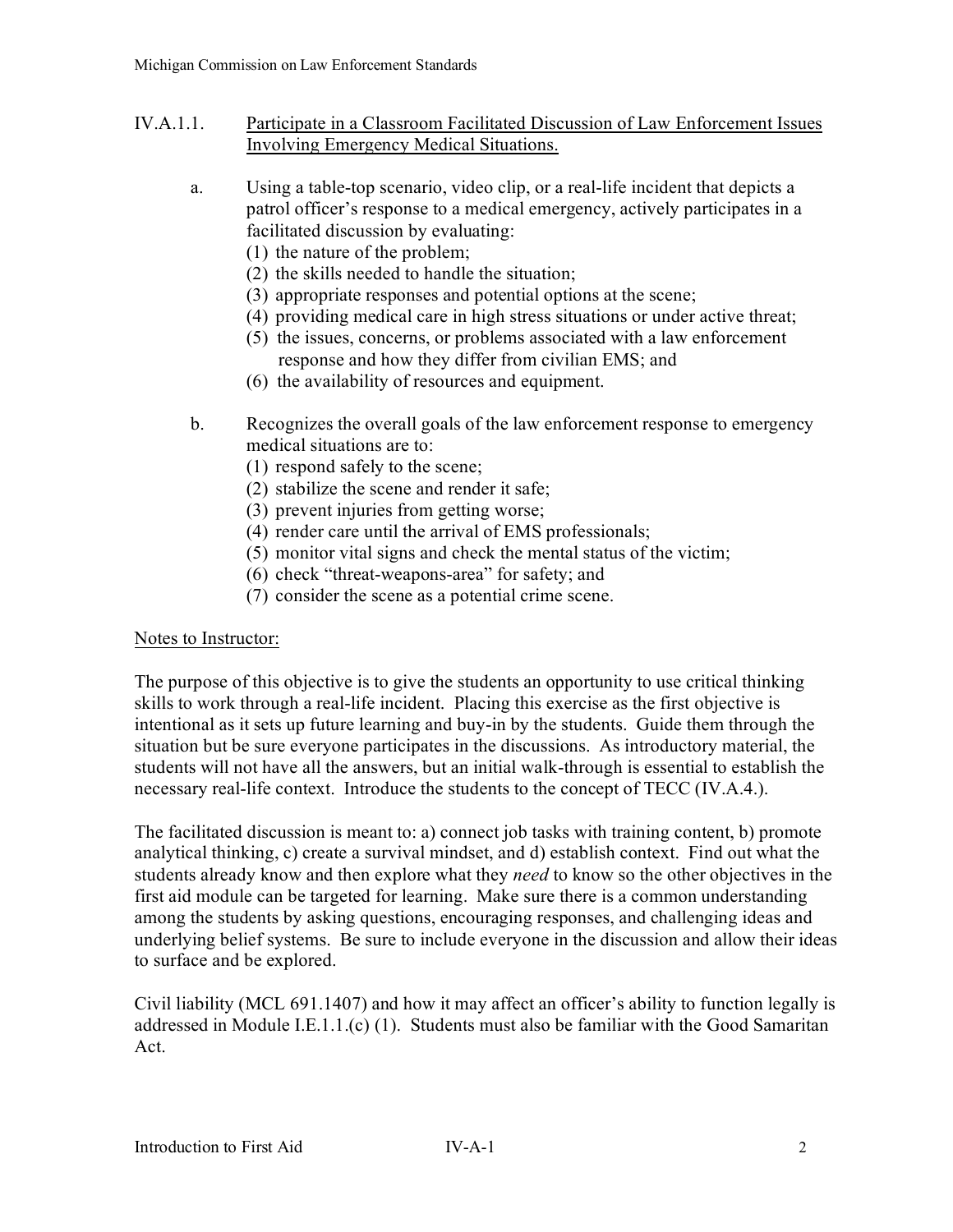## IV.A.1.1. Participate in a Classroom Facilitated Discussion of Law Enforcement Issues Involving Emergency Medical Situations.

a. Using a table-top scenario, video clip, or a real-life incident that depicts a patrol officer's response to a medical emergency, actively participates in a facilitated discussion by evaluating:

(1) the nature of the problem;
(2) the skills needed to handle the situation;
(3) appropriate responses and potential options at the scene;
(4) providing medical care in high stress situations or under active threat;
(5) the issues, concerns, or problems associated with a law enforcement response and how they differ from civilian EMS; and
(6) the availability of resources and equipment.

b. Recognizes the overall goals of the law enforcement response to emergency medical situations are to:

(1) respond safely to the scene;
(2) stabilize the scene and render it safe;
(3) prevent injuries from getting worse;
(4) render care until the arrival of EMS professionals;
(5) monitor vital signs and check the mental status of the victim;
(6) check "threat-weapons-area" for safety; and
(7) consider the scene as a potential crime scene.

Notes to Instructor:

The purpose of this objective is to give the students an opportunity to use critical thinking skills to work through a real-life incident. Placing this exercise as the first objective is intentional as it sets up future learning and buy-in by the students. Guide them through the situation but be sure everyone participates in the discussions. As introductory material, the students will not have all the answers, but an initial walk-through is essential to establish the necessary real-life context. Introduce the students to the concept of TECC (IV.A.4.).

The facilitated discussion is meant to: a) connect job tasks with training content, b) promote analytical thinking, c) create a survival mindset, and d) establish context. Find out what the students already know and then explore what they *need* to know so the other objectives in the first aid module can be targeted for learning. Make sure there is a common understanding among the students by asking questions, encouraging responses, and challenging ideas and underlying belief systems. Be sure to include everyone in the discussion and allow their ideas to surface and be explored.

Civil liability (MCL 691.1407) and how it may affect an officer's ability to function legally is addressed in Module I.E.1.1.(c) (1). Students must also be familiar with the Good Samaritan Act.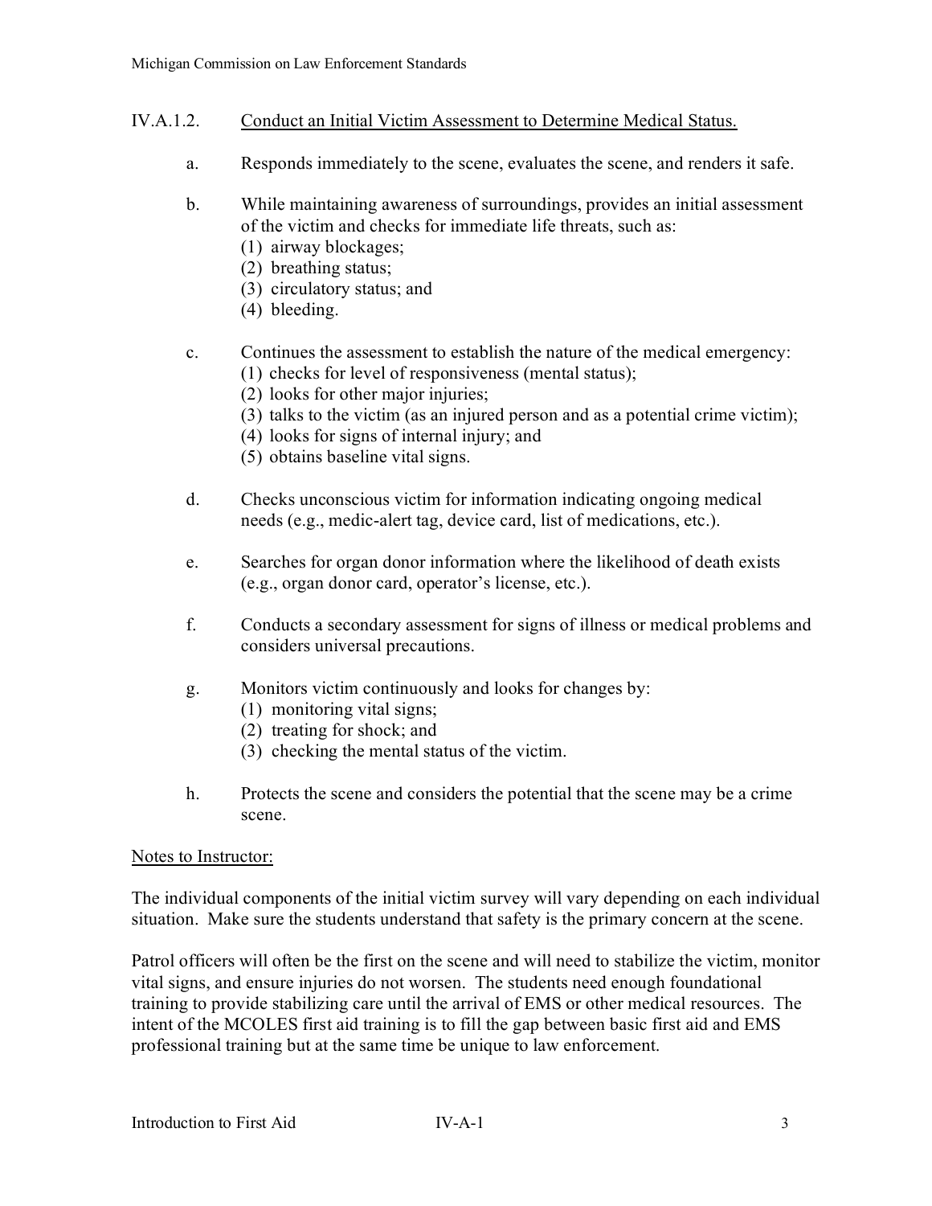## IV.A.1.2. Conduct an Initial Victim Assessment to Determine Medical Status.

a. Responds immediately to the scene, evaluates the scene, and renders it safe.

b. While maintaining awareness of surroundings, provides an initial assessment of the victim and checks for immediate life threats, such as:
   (1) airway blockages;
   (2) breathing status;
   (3) circulatory status; and
   (4) bleeding.

c. Continues the assessment to establish the nature of the medical emergency:
   (1) checks for level of responsiveness (mental status);
   (2) looks for other major injuries;
   (3) talks to the victim (as an injured person and as a potential crime victim);
   (4) looks for signs of internal injury; and
   (5) obtains baseline vital signs.

d. Checks unconscious victim for information indicating ongoing medical needs (e.g., medic-alert tag, device card, list of medications, etc.).

e. Searches for organ donor information where the likelihood of death exists (e.g., organ donor card, operator's license, etc.).

f. Conducts a secondary assessment for signs of illness or medical problems and considers universal precautions.

g. Monitors victim continuously and looks for changes by:
   (1) monitoring vital signs;
   (2) treating for shock; and
   (3) checking the mental status of the victim.

h. Protects the scene and considers the potential that the scene may be a crime scene.

Notes to Instructor:

The individual components of the initial victim survey will vary depending on each individual situation. Make sure the students understand that safety is the primary concern at the scene.

Patrol officers will often be the first on the scene and will need to stabilize the victim, monitor vital signs, and ensure injuries do not worsen. The students need enough foundational training to provide stabilizing care until the arrival of EMS or other medical resources. The intent of the MCOLES first aid training is to fill the gap between basic first aid and EMS professional training but at the same time be unique to law enforcement.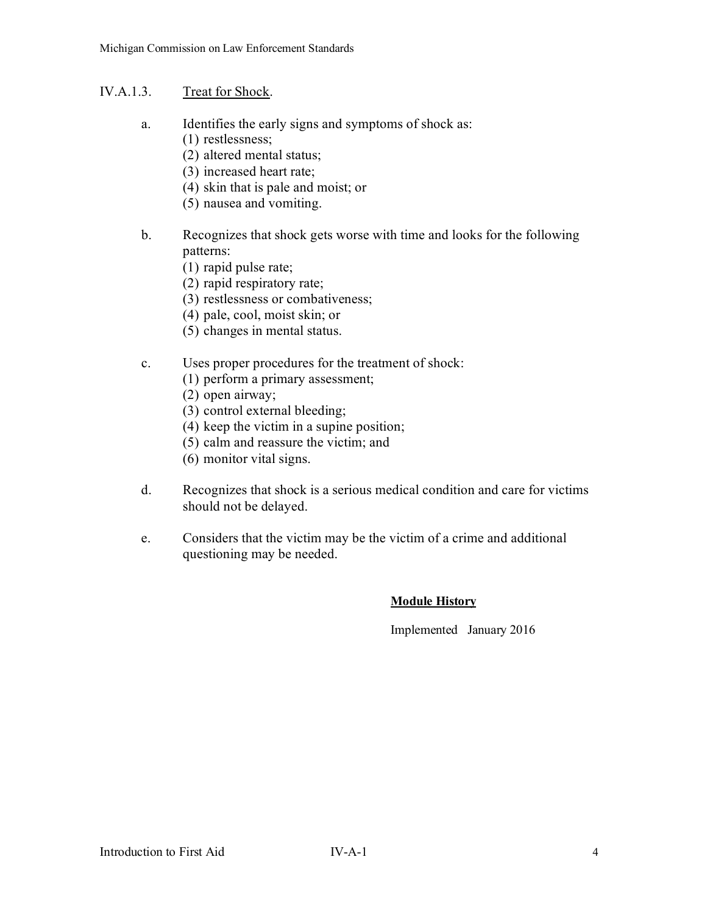IV.A.1.3. Treat for Shock.

a. Identifies the early signs and symptoms of shock as:
   (1) restlessness;
   (2) altered mental status;
   (3) increased heart rate;
   (4) skin that is pale and moist; or
   (5) nausea and vomiting.

b. Recognizes that shock gets worse with time and looks for the following patterns:
   (1) rapid pulse rate;
   (2) rapid respiratory rate;
   (3) restlessness or combativeness;
   (4) pale, cool, moist skin; or
   (5) changes in mental status.

c. Uses proper procedures for the treatment of shock:
   (1) perform a primary assessment;
   (2) open airway;
   (3) control external bleeding;
   (4) keep the victim in a supine position;
   (5) calm and reassure the victim; and
   (6) monitor vital signs.

d. Recognizes that shock is a serious medical condition and care for victims should not be delayed.

e. Considers that the victim may be the victim of a crime and additional questioning may be needed.

**Module History**

Implemented January 2016